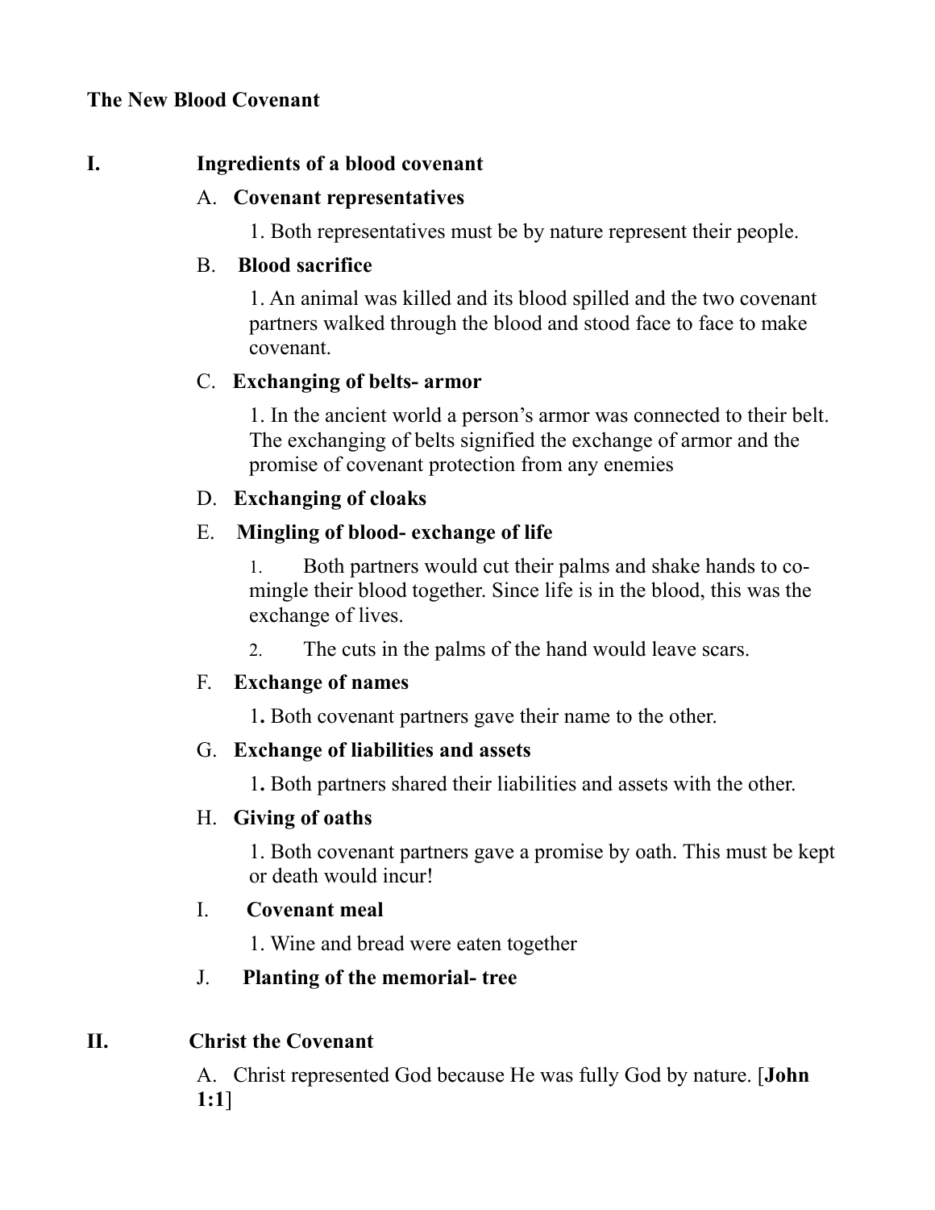**The New Blood Covenant**

**I. Ingredients of a blood covenant**

A. **Covenant representatives**

1. Both representatives must be by nature represent their people.

B. **Blood sacrifice**

1. An animal was killed and its blood spilled and the two covenant partners walked through the blood and stood face to face to make covenant.

C. **Exchanging of belts- armor**

1. In the ancient world a person's armor was connected to their belt. The exchanging of belts signified the exchange of armor and the promise of covenant protection from any enemies

D. **Exchanging of cloaks**

E. **Mingling of blood- exchange of life**

1. Both partners would cut their palms and shake hands to co-mingle their blood together. Since life is in the blood, this was the exchange of lives.

2. The cuts in the palms of the hand would leave scars.

F. **Exchange of names**

1. Both covenant partners gave their name to the other.

G. **Exchange of liabilities and assets**

1. Both partners shared their liabilities and assets with the other.

H. **Giving of oaths**

1. Both covenant partners gave a promise by oath. This must be kept or death would incur!

I. **Covenant meal**

1. Wine and bread were eaten together

J. **Planting of the memorial- tree**

**II. Christ the Covenant**

A. Christ represented God because He was fully God by nature. [**John 1:1**]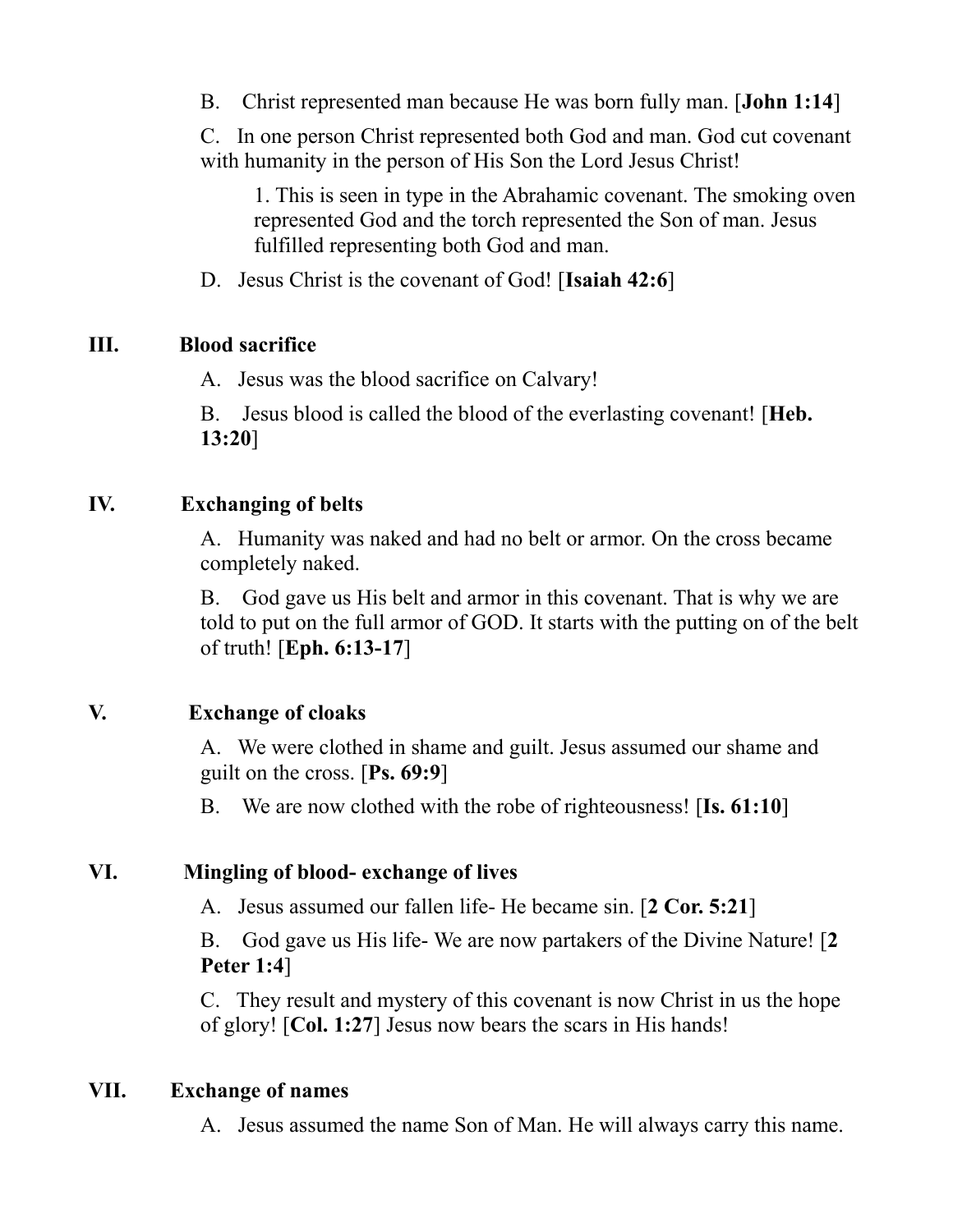B. Christ represented man because He was born fully man. [**John 1:14**]

C. In one person Christ represented both God and man. God cut covenant with humanity in the person of His Son the Lord Jesus Christ!

1. This is seen in type in the Abrahamic covenant. The smoking oven represented God and the torch represented the Son of man. Jesus fulfilled representing both God and man.

D. Jesus Christ is the covenant of God! [**Isaiah 42:6**]

**III. Blood sacrifice**

A. Jesus was the blood sacrifice on Calvary!

B. Jesus blood is called the blood of the everlasting covenant! [**Heb. 13:20**]

**IV. Exchanging of belts**

A. Humanity was naked and had no belt or armor. On the cross became completely naked.

B. God gave us His belt and armor in this covenant. That is why we are told to put on the full armor of GOD. It starts with the putting on of the belt of truth! [**Eph. 6:13-17**]

**V. Exchange of cloaks**

A. We were clothed in shame and guilt. Jesus assumed our shame and guilt on the cross. [**Ps. 69:9**]

B. We are now clothed with the robe of righteousness! [**Is. 61:10**]

**VI. Mingling of blood- exchange of lives**

A. Jesus assumed our fallen life- He became sin. [**2 Cor. 5:21**]

B. God gave us His life- We are now partakers of the Divine Nature! [**2 Peter 1:4**]

C. They result and mystery of this covenant is now Christ in us the hope of glory! [**Col. 1:27**] Jesus now bears the scars in His hands!

**VII. Exchange of names**

A. Jesus assumed the name Son of Man. He will always carry this name.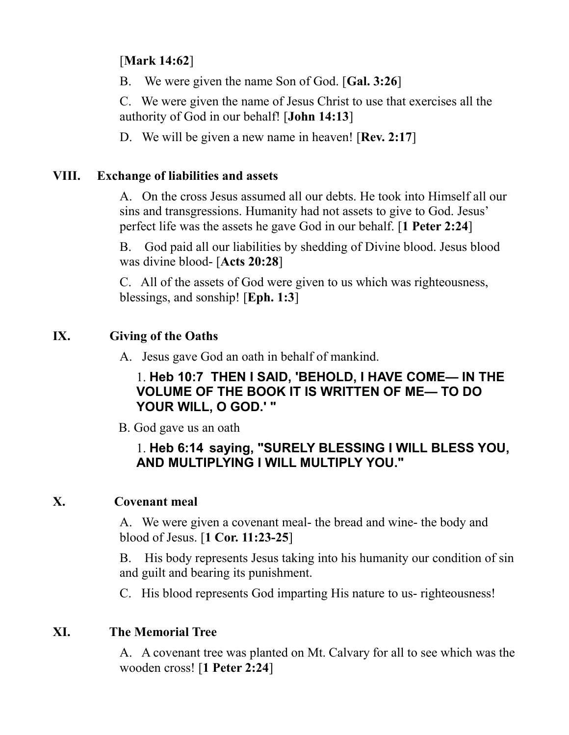[**Mark 14:62**]

B. We were given the name Son of God. [**Gal. 3:26**]

C. We were given the name of Jesus Christ to use that exercises all the authority of God in our behalf! [**John 14:13**]

D. We will be given a new name in heaven! [**Rev. 2:17**]

## VIII. Exchange of liabilities and assets

A. On the cross Jesus assumed all our debts. He took into Himself all our sins and transgressions. Humanity had not assets to give to God. Jesus' perfect life was the assets he gave God in our behalf. [**1 Peter 2:24**]

B. God paid all our liabilities by shedding of Divine blood. Jesus blood was divine blood- [**Acts 20:28**]

C. All of the assets of God were given to us which was righteousness, blessings, and sonship! [**Eph. 1:3**]

## IX. Giving of the Oaths

A. Jesus gave God an oath in behalf of mankind.

1. **Heb 10:7 THEN I SAID, 'BEHOLD, I HAVE COME— IN THE VOLUME OF THE BOOK IT IS WRITTEN OF ME— TO DO YOUR WILL, O GOD.' "**

B. God gave us an oath

1. **Heb 6:14 saying, "SURELY BLESSING I WILL BLESS YOU, AND MULTIPLYING I WILL MULTIPLY YOU."**

## X. Covenant meal

A. We were given a covenant meal- the bread and wine- the body and blood of Jesus. [**1 Cor. 11:23-25**]

B. His body represents Jesus taking into his humanity our condition of sin and guilt and bearing its punishment.

C. His blood represents God imparting His nature to us- righteousness!

## XI. The Memorial Tree

A. A covenant tree was planted on Mt. Calvary for all to see which was the wooden cross! [**1 Peter 2:24**]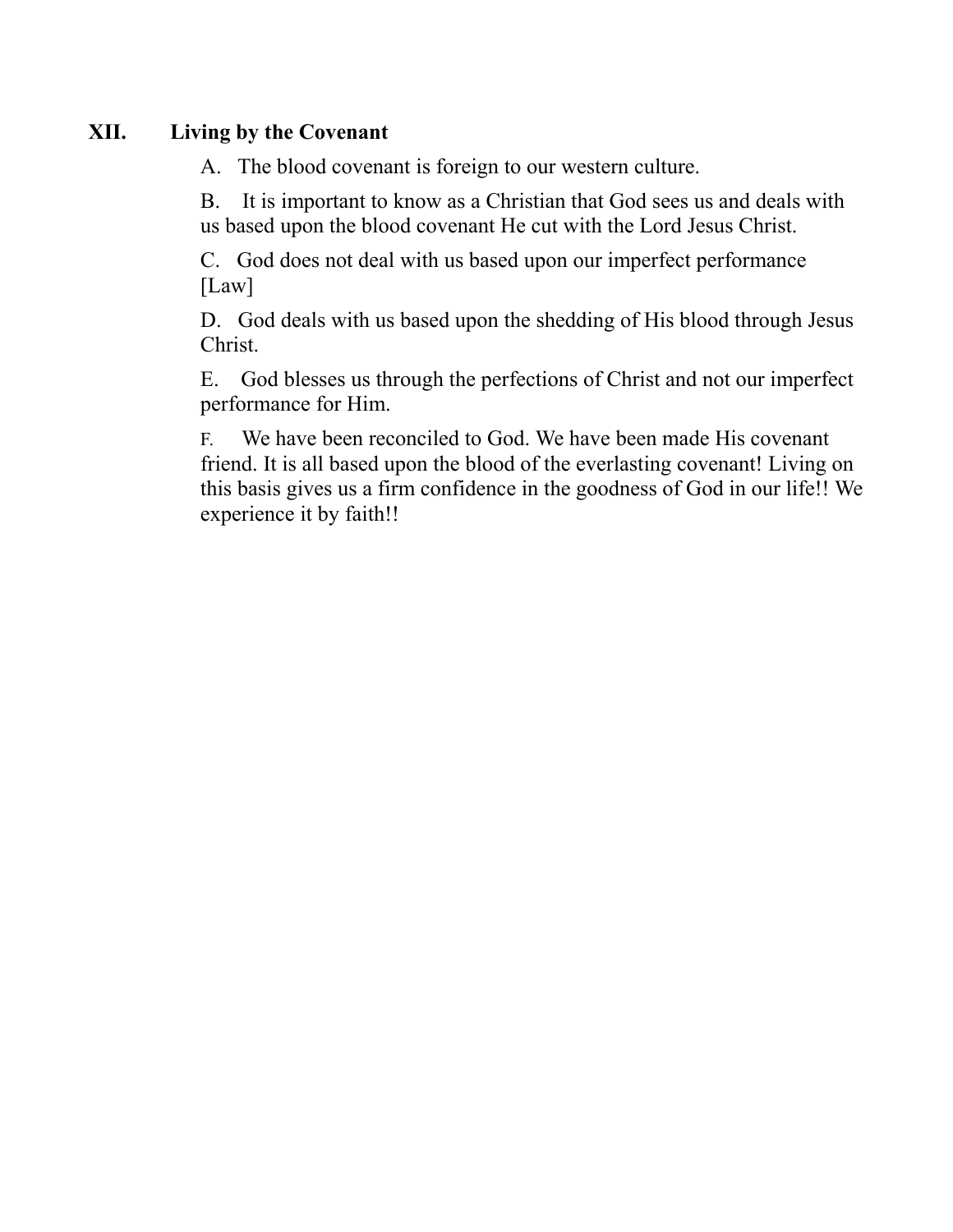## XII. Living by the Covenant

A. The blood covenant is foreign to our western culture.

B. It is important to know as a Christian that God sees us and deals with us based upon the blood covenant He cut with the Lord Jesus Christ.

C. God does not deal with us based upon our imperfect performance [Law]

D. God deals with us based upon the shedding of His blood through Jesus Christ.

E. God blesses us through the perfections of Christ and not our imperfect performance for Him.

F. We have been reconciled to God. We have been made His covenant friend. It is all based upon the blood of the everlasting covenant! Living on this basis gives us a firm confidence in the goodness of God in our life!! We experience it by faith!!